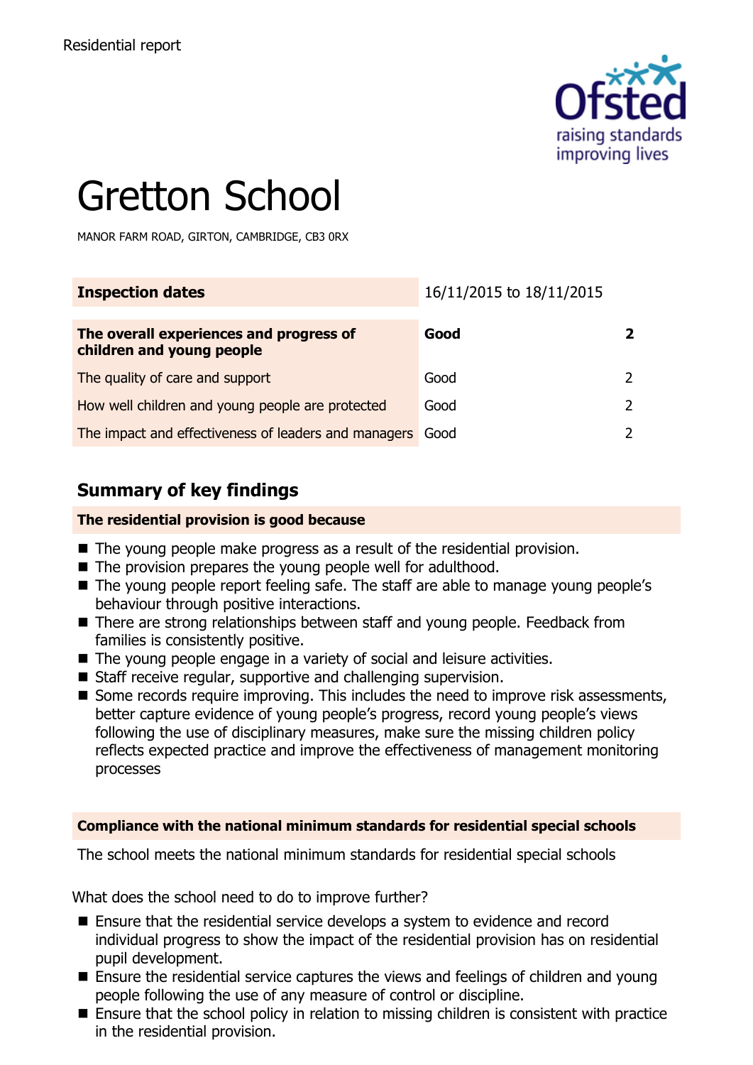Residential report

# Gretton School

MANOR FARM ROAD, GIRTON, CAMBRIDGE, CB3 0RX

| Inspection dates | 16/11/2015 to 18/11/2015 | |
|---|---|---|
| **The overall experiences and progress of children and young people** | **Good** | **2** |
| The quality of care and support | Good | 2 |
| How well children and young people are protected | Good | 2 |
| The impact and effectiveness of leaders and managers | Good | 2 |

## Summary of key findings

**The residential provision is good because**

- The young people make progress as a result of the residential provision.
- The provision prepares the young people well for adulthood.
- The young people report feeling safe. The staff are able to manage young people's behaviour through positive interactions.
- There are strong relationships between staff and young people. Feedback from families is consistently positive.
- The young people engage in a variety of social and leisure activities.
- Staff receive regular, supportive and challenging supervision.
- Some records require improving. This includes the need to improve risk assessments, better capture evidence of young people's progress, record young people's views following the use of disciplinary measures, make sure the missing children policy reflects expected practice and improve the effectiveness of management monitoring processes

**Compliance with the national minimum standards for residential special schools**

The school meets the national minimum standards for residential special schools

What does the school need to do to improve further?

- Ensure that the residential service develops a system to evidence and record individual progress to show the impact of the residential provision has on residential pupil development.
- Ensure the residential service captures the views and feelings of children and young people following the use of any measure of control or discipline.
- Ensure that the school policy in relation to missing children is consistent with practice in the residential provision.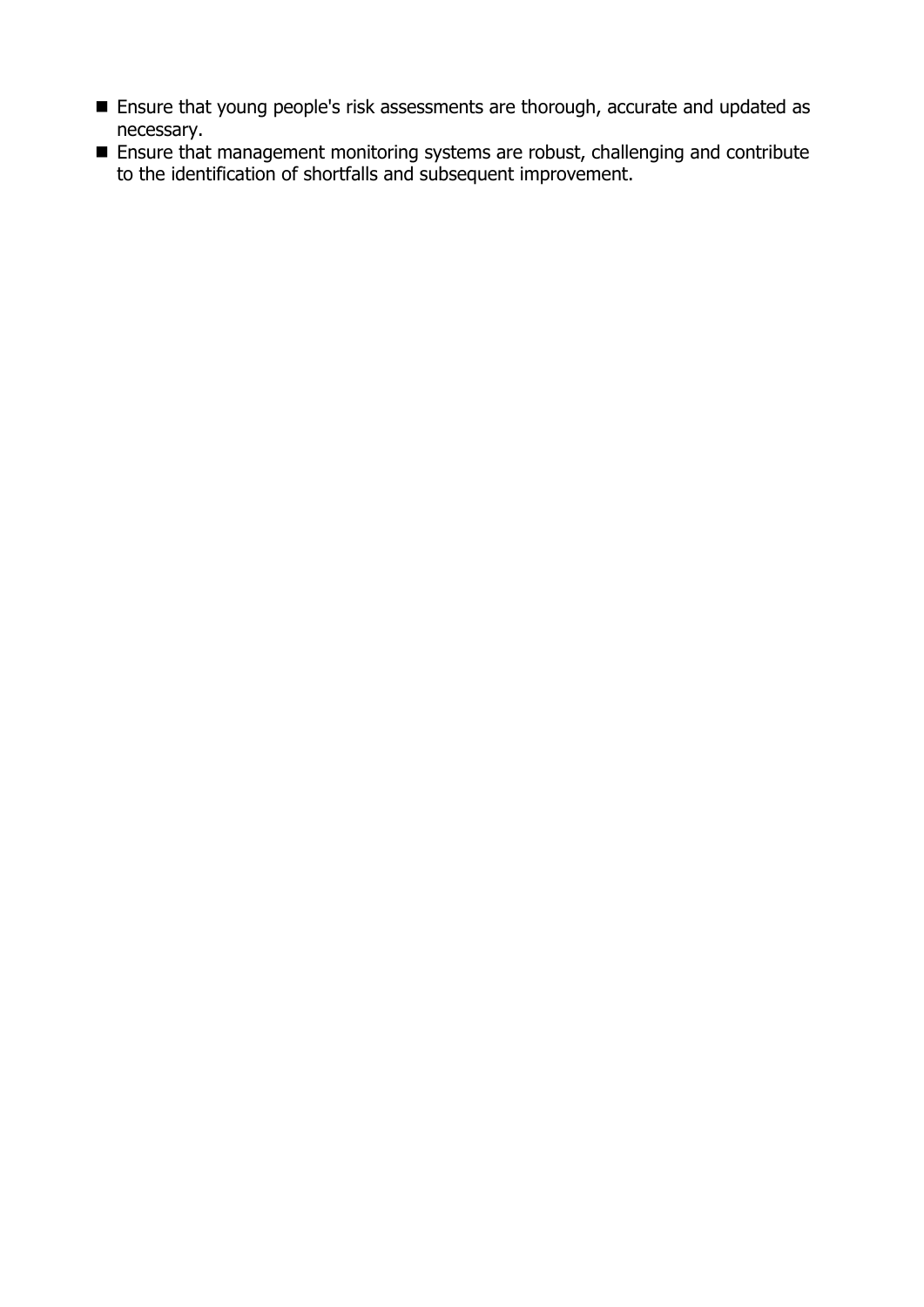- Ensure that young people's risk assessments are thorough, accurate and updated as necessary.
- Ensure that management monitoring systems are robust, challenging and contribute to the identification of shortfalls and subsequent improvement.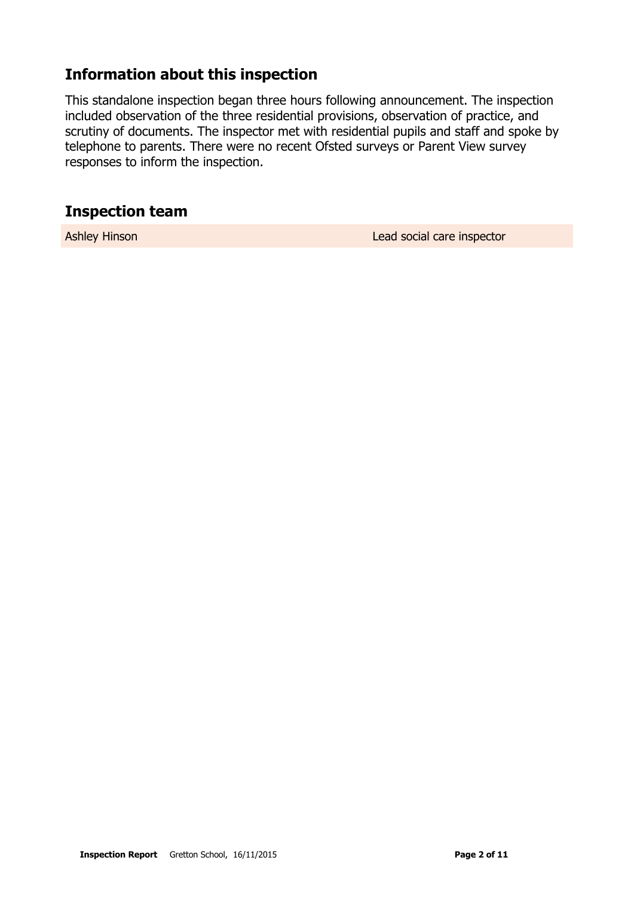## Information about this inspection

This standalone inspection began three hours following announcement. The inspection included observation of the three residential provisions, observation of practice, and scrutiny of documents. The inspector met with residential pupils and staff and spoke by telephone to parents. There were no recent Ofsted surveys or Parent View survey responses to inform the inspection.

## Inspection team

| | |
|---|---|
| Ashley Hinson | Lead social care inspector |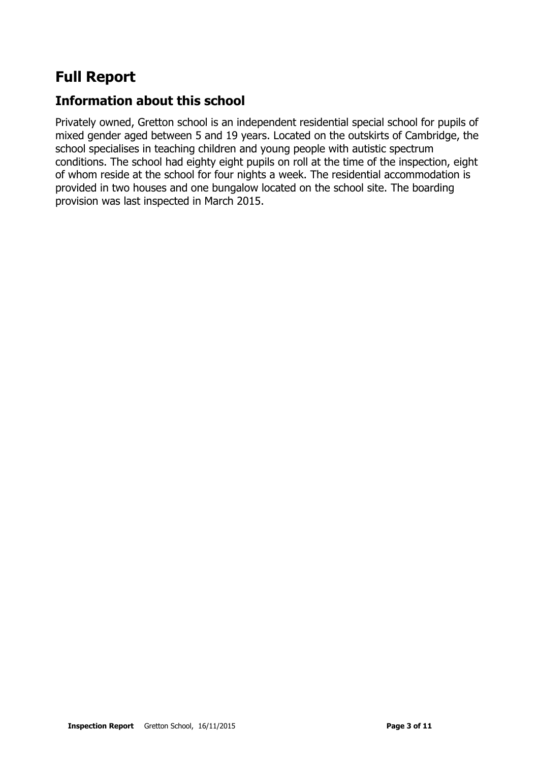# Full Report

## Information about this school

Privately owned, Gretton school is an independent residential special school for pupils of mixed gender aged between 5 and 19 years. Located on the outskirts of Cambridge, the school specialises in teaching children and young people with autistic spectrum conditions. The school had eighty eight pupils on roll at the time of the inspection, eight of whom reside at the school for four nights a week. The residential accommodation is provided in two houses and one bungalow located on the school site. The boarding provision was last inspected in March 2015.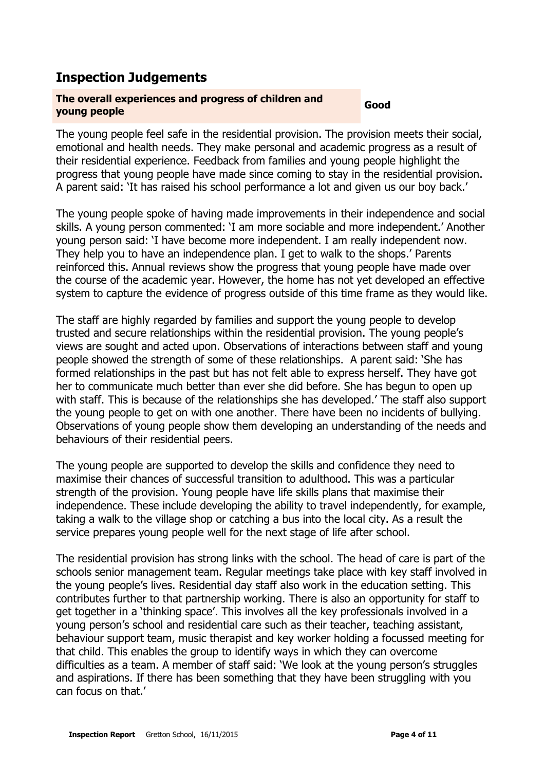## Inspection Judgements

| The overall experiences and progress of children and young people | Good |
| --- | --- |

The young people feel safe in the residential provision. The provision meets their social, emotional and health needs. They make personal and academic progress as a result of their residential experience. Feedback from families and young people highlight the progress that young people have made since coming to stay in the residential provision. A parent said: 'It has raised his school performance a lot and given us our boy back.'

The young people spoke of having made improvements in their independence and social skills. A young person commented: 'I am more sociable and more independent.' Another young person said: 'I have become more independent. I am really independent now. They help you to have an independence plan. I get to walk to the shops.' Parents reinforced this. Annual reviews show the progress that young people have made over the course of the academic year. However, the home has not yet developed an effective system to capture the evidence of progress outside of this time frame as they would like.

The staff are highly regarded by families and support the young people to develop trusted and secure relationships within the residential provision. The young people's views are sought and acted upon. Observations of interactions between staff and young people showed the strength of some of these relationships. A parent said: 'She has formed relationships in the past but has not felt able to express herself. They have got her to communicate much better than ever she did before. She has begun to open up with staff. This is because of the relationships she has developed.' The staff also support the young people to get on with one another. There have been no incidents of bullying. Observations of young people show them developing an understanding of the needs and behaviours of their residential peers.

The young people are supported to develop the skills and confidence they need to maximise their chances of successful transition to adulthood. This was a particular strength of the provision. Young people have life skills plans that maximise their independence. These include developing the ability to travel independently, for example, taking a walk to the village shop or catching a bus into the local city. As a result the service prepares young people well for the next stage of life after school.

The residential provision has strong links with the school. The head of care is part of the schools senior management team. Regular meetings take place with key staff involved in the young people's lives. Residential day staff also work in the education setting. This contributes further to that partnership working. There is also an opportunity for staff to get together in a 'thinking space'. This involves all the key professionals involved in a young person's school and residential care such as their teacher, teaching assistant, behaviour support team, music therapist and key worker holding a focussed meeting for that child. This enables the group to identify ways in which they can overcome difficulties as a team. A member of staff said: 'We look at the young person's struggles and aspirations. If there has been something that they have been struggling with you can focus on that.'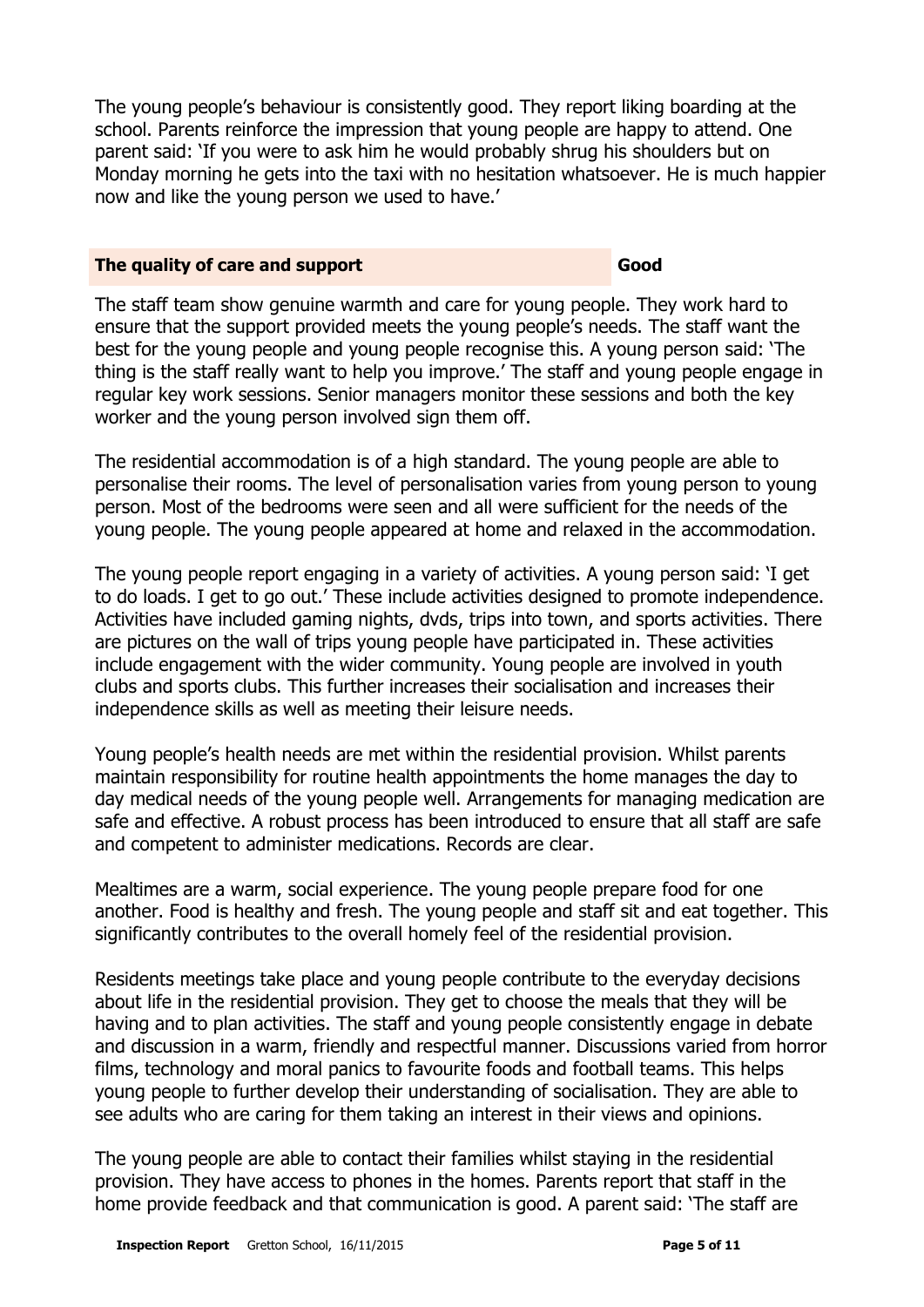The young people's behaviour is consistently good. They report liking boarding at the school. Parents reinforce the impression that young people are happy to attend. One parent said: 'If you were to ask him he would probably shrug his shoulders but on Monday morning he gets into the taxi with no hesitation whatsoever. He is much happier now and like the young person we used to have.'

| **The quality of care and support** | **Good** |
| --- | --- |

The staff team show genuine warmth and care for young people. They work hard to ensure that the support provided meets the young people's needs. The staff want the best for the young people and young people recognise this. A young person said: 'The thing is the staff really want to help you improve.' The staff and young people engage in regular key work sessions. Senior managers monitor these sessions and both the key worker and the young person involved sign them off.

The residential accommodation is of a high standard. The young people are able to personalise their rooms. The level of personalisation varies from young person to young person. Most of the bedrooms were seen and all were sufficient for the needs of the young people. The young people appeared at home and relaxed in the accommodation.

The young people report engaging in a variety of activities. A young person said: 'I get to do loads. I get to go out.' These include activities designed to promote independence. Activities have included gaming nights, dvds, trips into town, and sports activities. There are pictures on the wall of trips young people have participated in. These activities include engagement with the wider community. Young people are involved in youth clubs and sports clubs. This further increases their socialisation and increases their independence skills as well as meeting their leisure needs.

Young people's health needs are met within the residential provision. Whilst parents maintain responsibility for routine health appointments the home manages the day to day medical needs of the young people well. Arrangements for managing medication are safe and effective. A robust process has been introduced to ensure that all staff are safe and competent to administer medications. Records are clear.

Mealtimes are a warm, social experience. The young people prepare food for one another. Food is healthy and fresh. The young people and staff sit and eat together. This significantly contributes to the overall homely feel of the residential provision.

Residents meetings take place and young people contribute to the everyday decisions about life in the residential provision. They get to choose the meals that they will be having and to plan activities. The staff and young people consistently engage in debate and discussion in a warm, friendly and respectful manner. Discussions varied from horror films, technology and moral panics to favourite foods and football teams. This helps young people to further develop their understanding of socialisation. They are able to see adults who are caring for them taking an interest in their views and opinions.

The young people are able to contact their families whilst staying in the residential provision. They have access to phones in the homes. Parents report that staff in the home provide feedback and that communication is good. A parent said: 'The staff are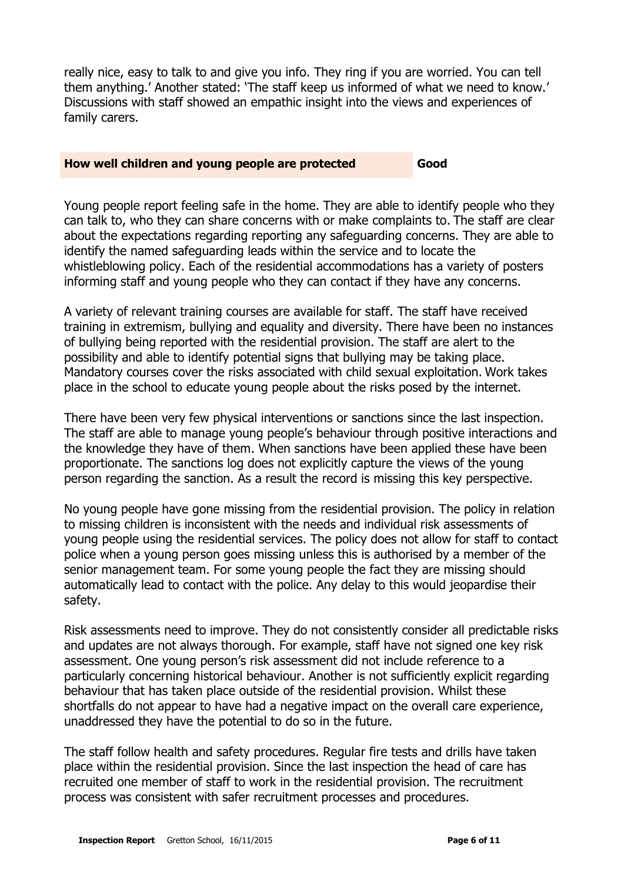really nice, easy to talk to and give you info. They ring if you are worried. You can tell them anything.' Another stated: 'The staff keep us informed of what we need to know.' Discussions with staff showed an empathic insight into the views and experiences of family carers.

| **How well children and young people are protected** | **Good** |
| --- | --- |

Young people report feeling safe in the home. They are able to identify people who they can talk to, who they can share concerns with or make complaints to. The staff are clear about the expectations regarding reporting any safeguarding concerns. They are able to identify the named safeguarding leads within the service and to locate the whistleblowing policy. Each of the residential accommodations has a variety of posters informing staff and young people who they can contact if they have any concerns.

A variety of relevant training courses are available for staff. The staff have received training in extremism, bullying and equality and diversity. There have been no instances of bullying being reported with the residential provision. The staff are alert to the possibility and able to identify potential signs that bullying may be taking place. Mandatory courses cover the risks associated with child sexual exploitation. Work takes place in the school to educate young people about the risks posed by the internet.

There have been very few physical interventions or sanctions since the last inspection. The staff are able to manage young people's behaviour through positive interactions and the knowledge they have of them. When sanctions have been applied these have been proportionate. The sanctions log does not explicitly capture the views of the young person regarding the sanction. As a result the record is missing this key perspective.

No young people have gone missing from the residential provision. The policy in relation to missing children is inconsistent with the needs and individual risk assessments of young people using the residential services. The policy does not allow for staff to contact police when a young person goes missing unless this is authorised by a member of the senior management team. For some young people the fact they are missing should automatically lead to contact with the police. Any delay to this would jeopardise their safety.

Risk assessments need to improve. They do not consistently consider all predictable risks and updates are not always thorough. For example, staff have not signed one key risk assessment. One young person's risk assessment did not include reference to a particularly concerning historical behaviour. Another is not sufficiently explicit regarding behaviour that has taken place outside of the residential provision. Whilst these shortfalls do not appear to have had a negative impact on the overall care experience, unaddressed they have the potential to do so in the future.

The staff follow health and safety procedures. Regular fire tests and drills have taken place within the residential provision. Since the last inspection the head of care has recruited one member of staff to work in the residential provision. The recruitment process was consistent with safer recruitment processes and procedures.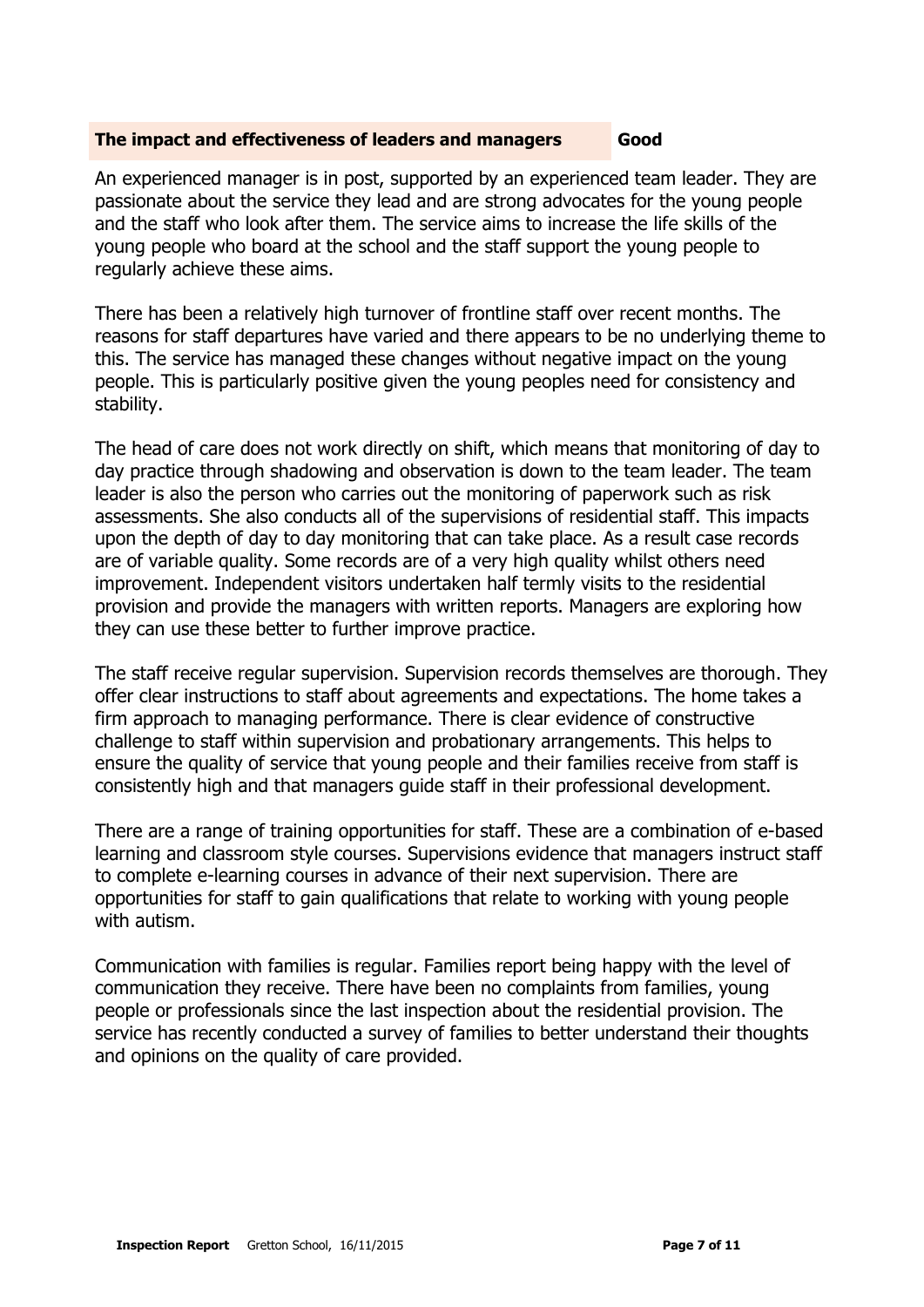| The impact and effectiveness of leaders and managers | Good |
| --- | --- |

An experienced manager is in post, supported by an experienced team leader. They are passionate about the service they lead and are strong advocates for the young people and the staff who look after them. The service aims to increase the life skills of the young people who board at the school and the staff support the young people to regularly achieve these aims.

There has been a relatively high turnover of frontline staff over recent months. The reasons for staff departures have varied and there appears to be no underlying theme to this. The service has managed these changes without negative impact on the young people. This is particularly positive given the young peoples need for consistency and stability.

The head of care does not work directly on shift, which means that monitoring of day to day practice through shadowing and observation is down to the team leader. The team leader is also the person who carries out the monitoring of paperwork such as risk assessments. She also conducts all of the supervisions of residential staff. This impacts upon the depth of day to day monitoring that can take place. As a result case records are of variable quality. Some records are of a very high quality whilst others need improvement. Independent visitors undertaken half termly visits to the residential provision and provide the managers with written reports. Managers are exploring how they can use these better to further improve practice.

The staff receive regular supervision. Supervision records themselves are thorough. They offer clear instructions to staff about agreements and expectations. The home takes a firm approach to managing performance. There is clear evidence of constructive challenge to staff within supervision and probationary arrangements. This helps to ensure the quality of service that young people and their families receive from staff is consistently high and that managers guide staff in their professional development.

There are a range of training opportunities for staff. These are a combination of e-based learning and classroom style courses. Supervisions evidence that managers instruct staff to complete e-learning courses in advance of their next supervision. There are opportunities for staff to gain qualifications that relate to working with young people with autism.

Communication with families is regular. Families report being happy with the level of communication they receive. There have been no complaints from families, young people or professionals since the last inspection about the residential provision. The service has recently conducted a survey of families to better understand their thoughts and opinions on the quality of care provided.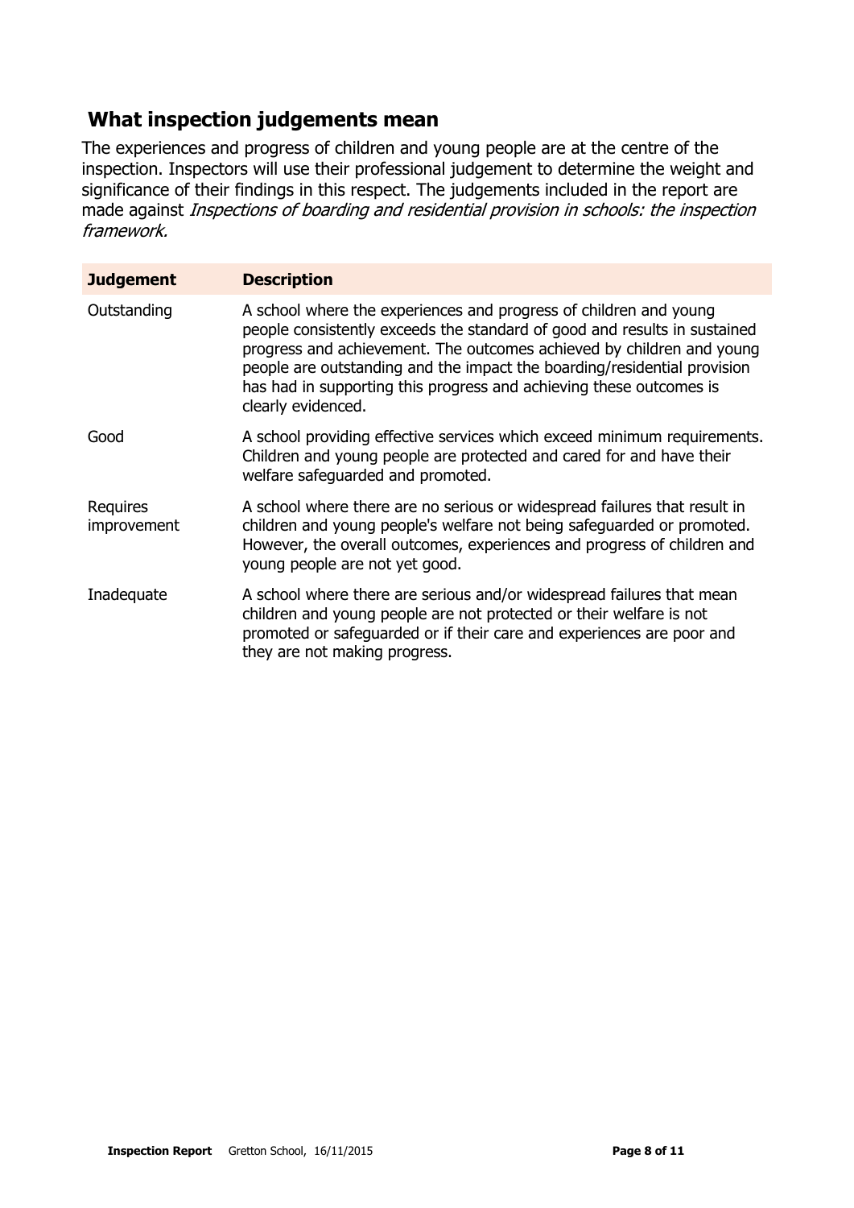## What inspection judgements mean

The experiences and progress of children and young people are at the centre of the inspection. Inspectors will use their professional judgement to determine the weight and significance of their findings in this respect. The judgements included in the report are made against *Inspections of boarding and residential provision in schools: the inspection framework.*

| **Judgement** | **Description** |
|---|---|
| Outstanding | A school where the experiences and progress of children and young people consistently exceeds the standard of good and results in sustained progress and achievement. The outcomes achieved by children and young people are outstanding and the impact the boarding/residential provision has had in supporting this progress and achieving these outcomes is clearly evidenced. |
| Good | A school providing effective services which exceed minimum requirements. Children and young people are protected and cared for and have their welfare safeguarded and promoted. |
| Requires improvement | A school where there are no serious or widespread failures that result in children and young people's welfare not being safeguarded or promoted. However, the overall outcomes, experiences and progress of children and young people are not yet good. |
| Inadequate | A school where there are serious and/or widespread failures that mean children and young people are not protected or their welfare is not promoted or safeguarded or if their care and experiences are poor and they are not making progress. |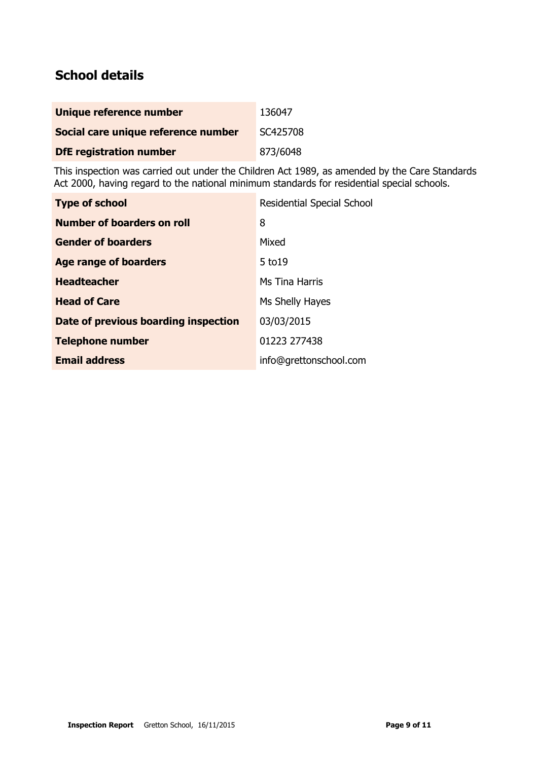## School details

| | |
|---|---|
| **Unique reference number** | 136047 |
| **Social care unique reference number** | SC425708 |
| **DfE registration number** | 873/6048 |

This inspection was carried out under the Children Act 1989, as amended by the Care Standards Act 2000, having regard to the national minimum standards for residential special schools.

| | |
|---|---|
| **Type of school** | Residential Special School |
| **Number of boarders on roll** | 8 |
| **Gender of boarders** | Mixed |
| **Age range of boarders** | 5 to19 |
| **Headteacher** | Ms Tina Harris |
| **Head of Care** | Ms Shelly Hayes |
| **Date of previous boarding inspection** | 03/03/2015 |
| **Telephone number** | 01223 277438 |
| **Email address** | info@grettonschool.com |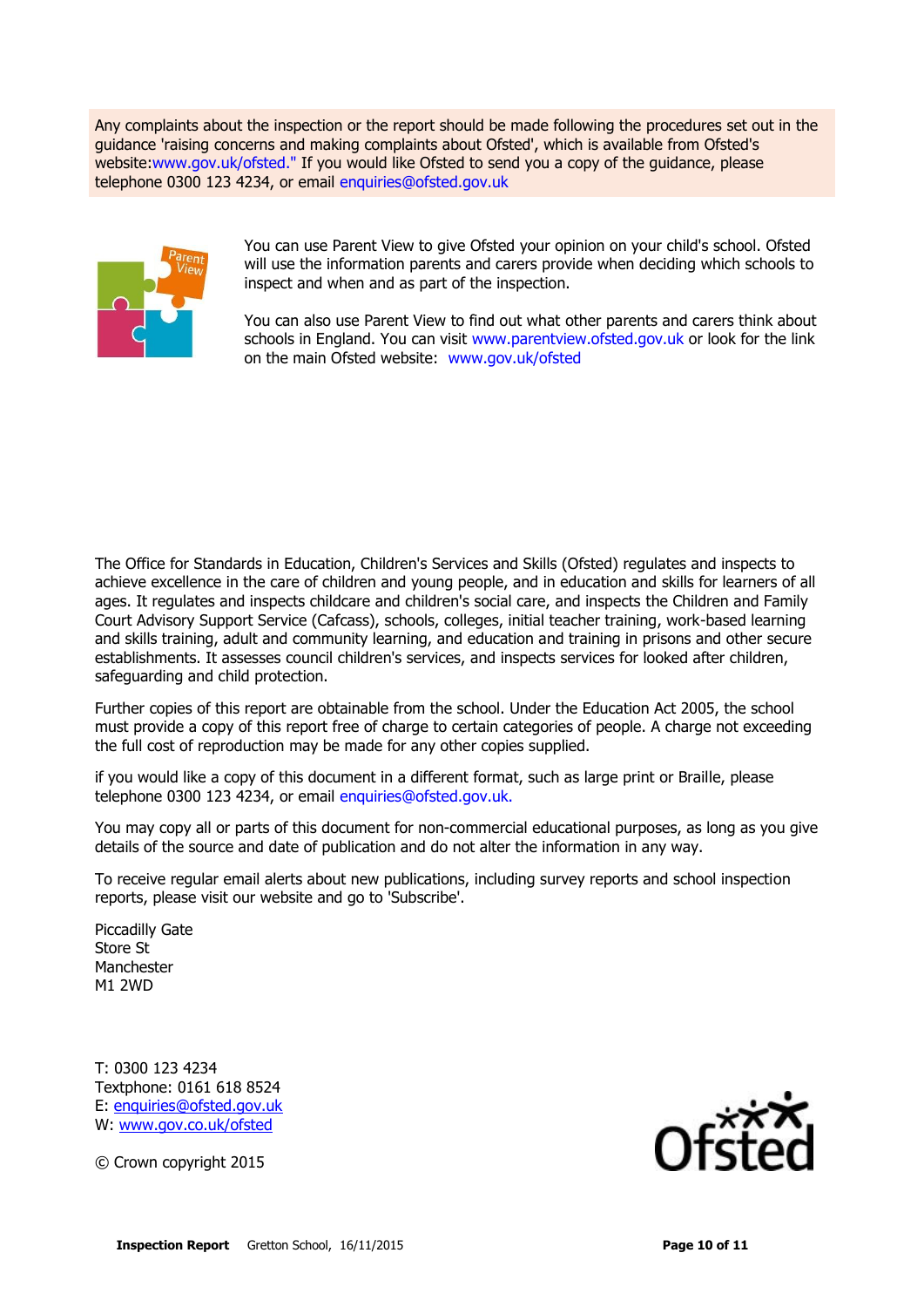Any complaints about the inspection or the report should be made following the procedures set out in the guidance 'raising concerns and making complaints about Ofsted', which is available from Ofsted's website:www.gov.uk/ofsted." If you would like Ofsted to send you a copy of the guidance, please telephone 0300 123 4234, or email enquiries@ofsted.gov.uk

You can use Parent View to give Ofsted your opinion on your child's school. Ofsted will use the information parents and carers provide when deciding which schools to inspect and when and as part of the inspection.

You can also use Parent View to find out what other parents and carers think about schools in England. You can visit www.parentview.ofsted.gov.uk or look for the link on the main Ofsted website: www.gov.uk/ofsted

The Office for Standards in Education, Children's Services and Skills (Ofsted) regulates and inspects to achieve excellence in the care of children and young people, and in education and skills for learners of all ages. It regulates and inspects childcare and children's social care, and inspects the Children and Family Court Advisory Support Service (Cafcass), schools, colleges, initial teacher training, work-based learning and skills training, adult and community learning, and education and training in prisons and other secure establishments. It assesses council children's services, and inspects services for looked after children, safeguarding and child protection.

Further copies of this report are obtainable from the school. Under the Education Act 2005, the school must provide a copy of this report free of charge to certain categories of people. A charge not exceeding the full cost of reproduction may be made for any other copies supplied.

if you would like a copy of this document in a different format, such as large print or Braille, please telephone 0300 123 4234, or email enquiries@ofsted.gov.uk.

You may copy all or parts of this document for non-commercial educational purposes, as long as you give details of the source and date of publication and do not alter the information in any way.

To receive regular email alerts about new publications, including survey reports and school inspection reports, please visit our website and go to 'Subscribe'.

Piccadilly Gate
Store St
Manchester
M1 2WD

T: 0300 123 4234
Textphone: 0161 618 8524
E: enquiries@ofsted.gov.uk
W: www.gov.co.uk/ofsted

© Crown copyright 2015